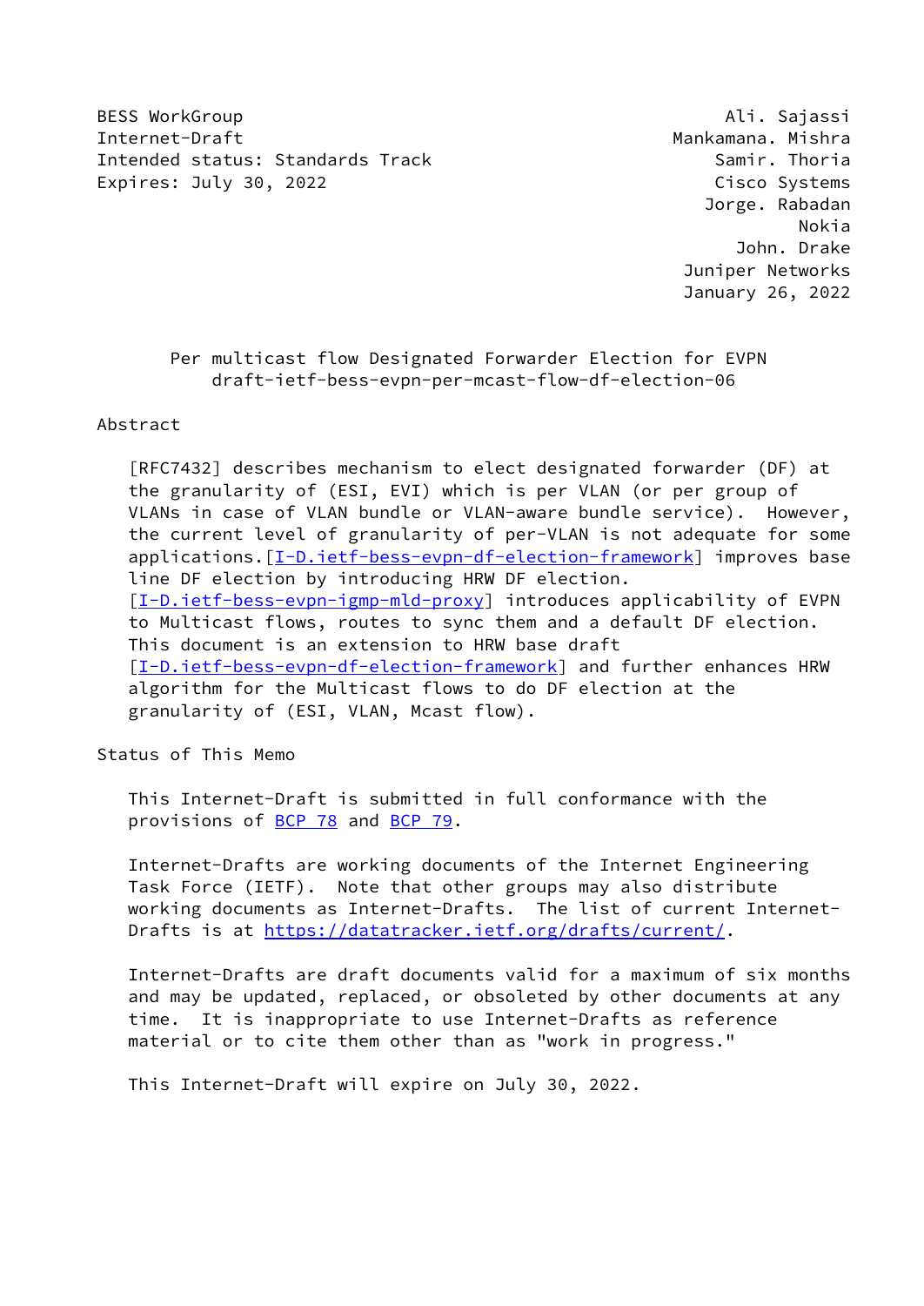BESS WorkGroup Ali. Sajassi
Internet-Draft Mankamana. Mishra
Intended status: Standards Track Samir. Thoria
Expires: July 30, 2022 Cisco Systems
Jorge. Rabadan
Nokia
John. Drake
Juniper Networks
January 26, 2022

# Per multicast flow Designated Forwarder Election for EVPN
## draft-ietf-bess-evpn-per-mcast-flow-df-election-06

## Abstract

[RFC7432] describes mechanism to elect designated forwarder (DF) at the granularity of (ESI, EVI) which is per VLAN (or per group of VLANs in case of VLAN bundle or VLAN-aware bundle service). However, the current level of granularity of per-VLAN is not adequate for some applications.[I-D.ietf-bess-evpn-df-election-framework] improves base line DF election by introducing HRW DF election. [I-D.ietf-bess-evpn-igmp-mld-proxy] introduces applicability of EVPN to Multicast flows, routes to sync them and a default DF election. This document is an extension to HRW base draft [I-D.ietf-bess-evpn-df-election-framework] and further enhances HRW algorithm for the Multicast flows to do DF election at the granularity of (ESI, VLAN, Mcast flow).

## Status of This Memo

This Internet-Draft is submitted in full conformance with the provisions of BCP 78 and BCP 79.

Internet-Drafts are working documents of the Internet Engineering Task Force (IETF). Note that other groups may also distribute working documents as Internet-Drafts. The list of current Internet-Drafts is at https://datatracker.ietf.org/drafts/current/.

Internet-Drafts are draft documents valid for a maximum of six months and may be updated, replaced, or obsoleted by other documents at any time. It is inappropriate to use Internet-Drafts as reference material or to cite them other than as "work in progress."

This Internet-Draft will expire on July 30, 2022.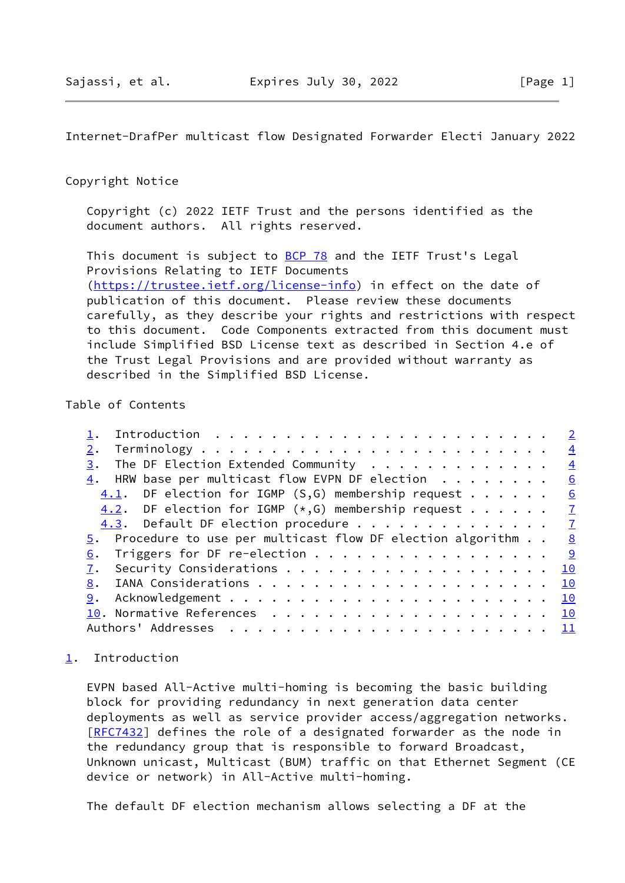## Copyright Notice

Copyright (c) 2022 IETF Trust and the persons identified as the document authors. All rights reserved.

This document is subject to BCP 78 and the IETF Trust's Legal Provisions Relating to IETF Documents (https://trustee.ietf.org/license-info) in effect on the date of publication of this document. Please review these documents carefully, as they describe your rights and restrictions with respect to this document. Code Components extracted from this document must include Simplified BSD License text as described in Section 4.e of the Trust Legal Provisions and are provided without warranty as described in the Simplified BSD License.

## Table of Contents

```
   1.  Introduction . . . . . . . . . . . . . . . . . . . . . . . .   2
   2.  Terminology  . . . . . . . . . . . . . . . . . . . . . . . .   4
   3.  The DF Election Extended Community . . . . . . . . . . . . .   4
   4.  HRW base per multicast flow EVPN DF election . . . . . . . .   6
     4.1.  DF election for IGMP (S,G) membership request  . . . . .   6
     4.2.  DF election for IGMP (*,G) membership request  . . . . .   7
     4.3.  Default DF election procedure  . . . . . . . . . . . . .   7
   5.  Procedure to use per multicast flow DF election algorithm  .   8
   6.  Triggers for DF re-election  . . . . . . . . . . . . . . . .   9
   7.  Security Considerations  . . . . . . . . . . . . . . . . . .  10
   8.  IANA Considerations  . . . . . . . . . . . . . . . . . . . .  10
   9.  Acknowledgement  . . . . . . . . . . . . . . . . . . . . . .  10
   10. Normative References . . . . . . . . . . . . . . . . . . . .  10
   Authors' Addresses . . . . . . . . . . . . . . . . . . . . . . .  11
```

## 1. Introduction

EVPN based All-Active multi-homing is becoming the basic building block for providing redundancy in next generation data center deployments as well as service provider access/aggregation networks. [RFC7432] defines the role of a designated forwarder as the node in the redundancy group that is responsible to forward Broadcast, Unknown unicast, Multicast (BUM) traffic on that Ethernet Segment (CE device or network) in All-Active multi-homing.

The default DF election mechanism allows selecting a DF at the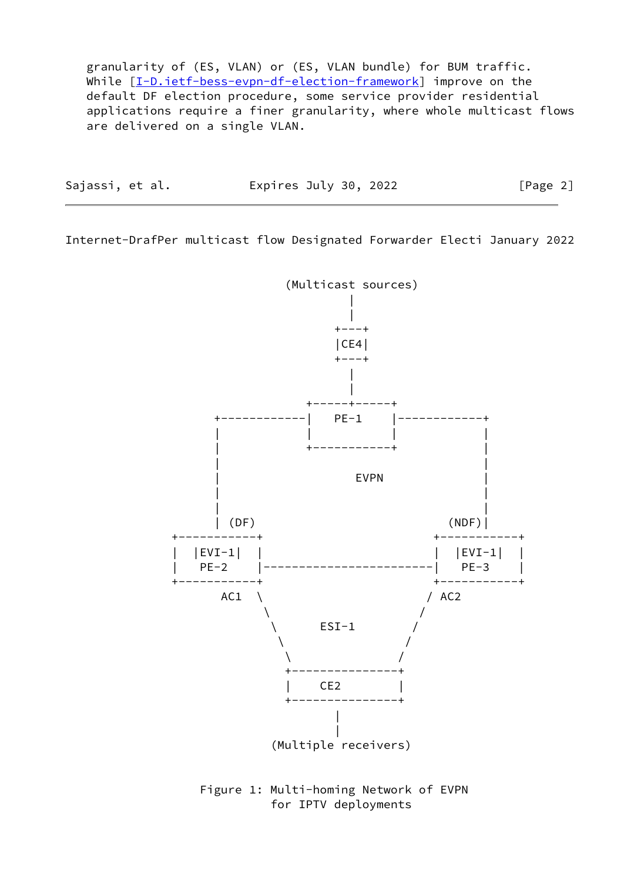granularity of (ES, VLAN) or (ES, VLAN bundle) for BUM traffic. While [I-D.ietf-bess-evpn-df-election-framework] improve on the default DF election procedure, some service provider residential applications require a finer granularity, where whole multicast flows are delivered on a single VLAN.

```
                              (Multicast sources)
                                       |
                                       |
                                     +---+
                                     |CE4|
                                     +---+
                                       |
                                       |
                                 +-----+-----+
                   +------------|    PE-1    |------------+
                   |            |            |            |
                   |            +-----------+             |
                   |                                      |
                   |                 EVPN                 |
                   |                                      |
                   |                                      |
                   | (DF)                            (NDF)|
              +-----------+                        +-----------+
              |  |EVI-1|  |                        |  |EVI-1|  |
              |   PE-2    |------------------------|   PE-3    |
              +-----------+                        +-----------+
                   AC1  \                        / AC2
                         \                      /
                          \     ESI-1          /
                           \                  /
                            \                /
                            +----------------+
                            |     CE2        |
                            +----------------+
                                    |
                                    |
                           (Multiple receivers)
```

Figure 1: Multi-homing Network of EVPN for IPTV deployments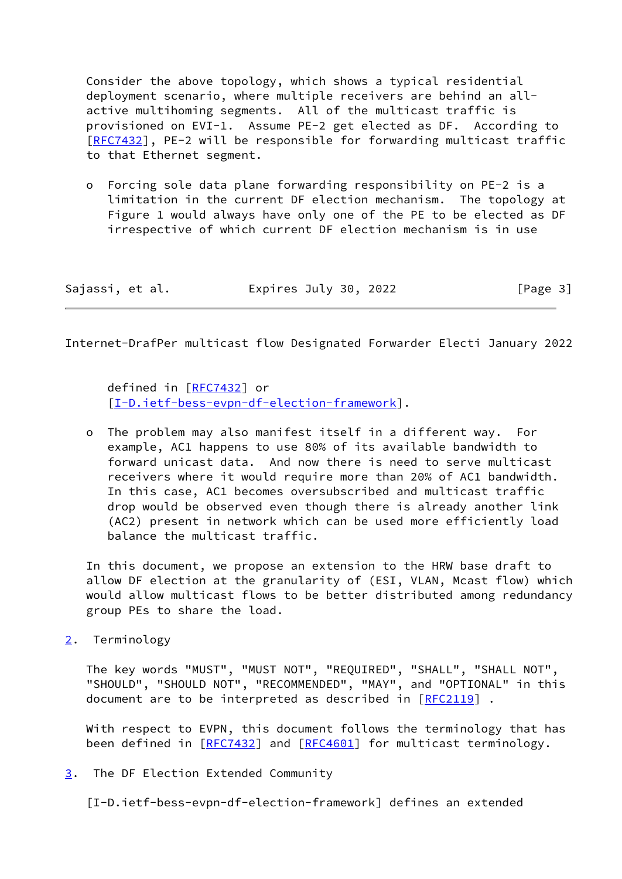Consider the above topology, which shows a typical residential deployment scenario, where multiple receivers are behind an all-active multihoming segments. All of the multicast traffic is provisioned on EVI-1. Assume PE-2 get elected as DF. According to [RFC7432], PE-2 will be responsible for forwarding multicast traffic to that Ethernet segment.

- Forcing sole data plane forwarding responsibility on PE-2 is a limitation in the current DF election mechanism. The topology at Figure 1 would always have only one of the PE to be elected as DF irrespective of which current DF election mechanism is in use defined in [RFC7432] or [I-D.ietf-bess-evpn-df-election-framework].

- The problem may also manifest itself in a different way. For example, AC1 happens to use 80% of its available bandwidth to forward unicast data. And now there is need to serve multicast receivers where it would require more than 20% of AC1 bandwidth. In this case, AC1 becomes oversubscribed and multicast traffic drop would be observed even though there is already another link (AC2) present in network which can be used more efficiently load balance the multicast traffic.

In this document, we propose an extension to the HRW base draft to allow DF election at the granularity of (ESI, VLAN, Mcast flow) which would allow multicast flows to be better distributed among redundancy group PEs to share the load.

## 2. Terminology

The key words "MUST", "MUST NOT", "REQUIRED", "SHALL", "SHALL NOT", "SHOULD", "SHOULD NOT", "RECOMMENDED", "MAY", and "OPTIONAL" in this document are to be interpreted as described in [RFC2119] .

With respect to EVPN, this document follows the terminology that has been defined in [RFC7432] and [RFC4601] for multicast terminology.

## 3. The DF Election Extended Community

[I-D.ietf-bess-evpn-df-election-framework] defines an extended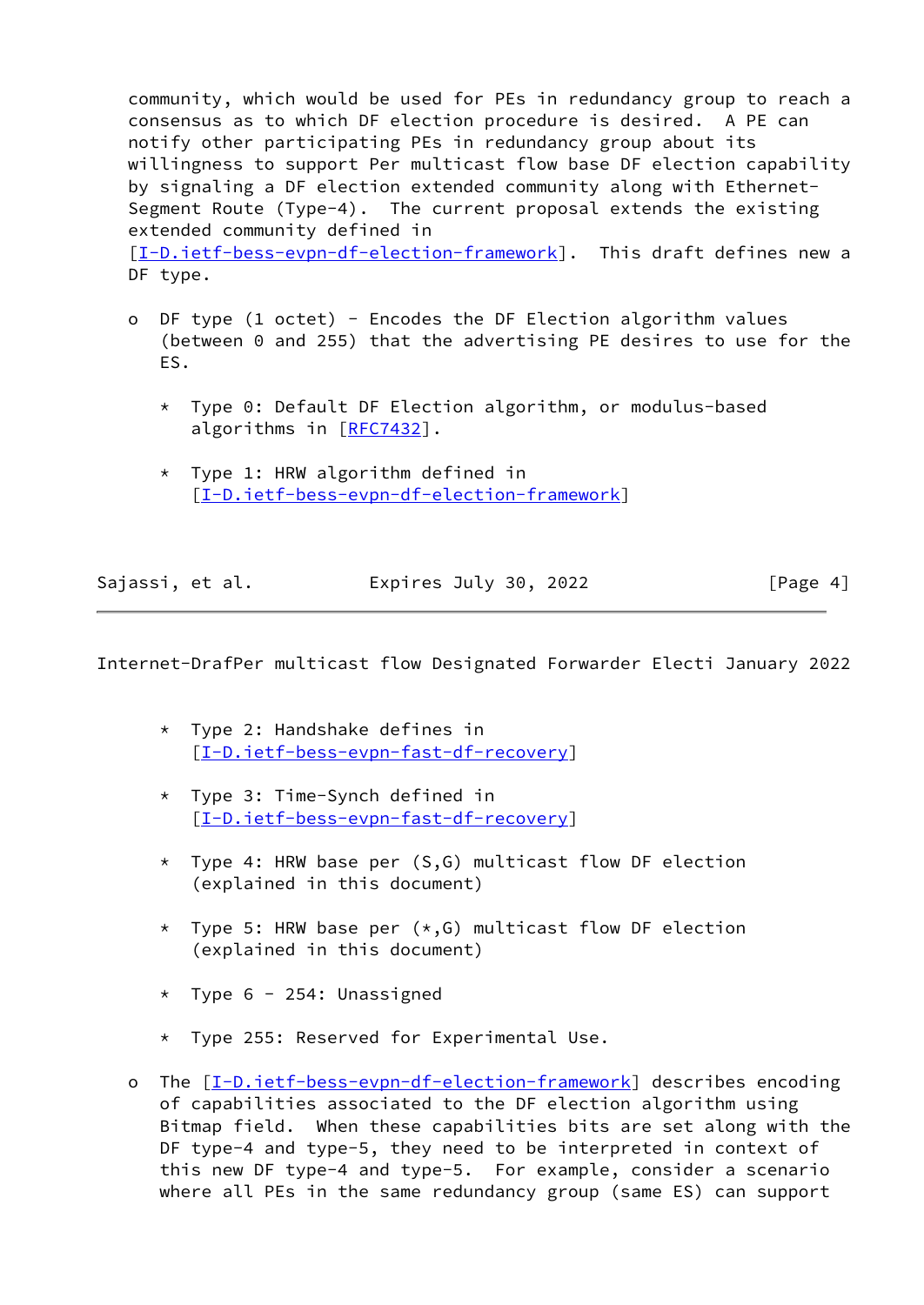community, which would be used for PEs in redundancy group to reach a consensus as to which DF election procedure is desired. A PE can notify other participating PEs in redundancy group about its willingness to support Per multicast flow base DF election capability by signaling a DF election extended community along with Ethernet-Segment Route (Type-4). The current proposal extends the existing extended community defined in [I-D.ietf-bess-evpn-df-election-framework]. This draft defines new a DF type.

- DF type (1 octet) - Encodes the DF Election algorithm values (between 0 and 255) that the advertising PE desires to use for the ES.

  * Type 0: Default DF Election algorithm, or modulus-based algorithms in [RFC7432].

  * Type 1: HRW algorithm defined in [I-D.ietf-bess-evpn-df-election-framework]

  * Type 2: Handshake defines in [I-D.ietf-bess-evpn-fast-df-recovery]

  * Type 3: Time-Synch defined in [I-D.ietf-bess-evpn-fast-df-recovery]

  * Type 4: HRW base per (S,G) multicast flow DF election (explained in this document)

  * Type 5: HRW base per (*,G) multicast flow DF election (explained in this document)

  * Type 6 - 254: Unassigned

  * Type 255: Reserved for Experimental Use.

- The [I-D.ietf-bess-evpn-df-election-framework] describes encoding of capabilities associated to the DF election algorithm using Bitmap field. When these capabilities bits are set along with the DF type-4 and type-5, they need to be interpreted in context of this new DF type-4 and type-5. For example, consider a scenario where all PEs in the same redundancy group (same ES) can support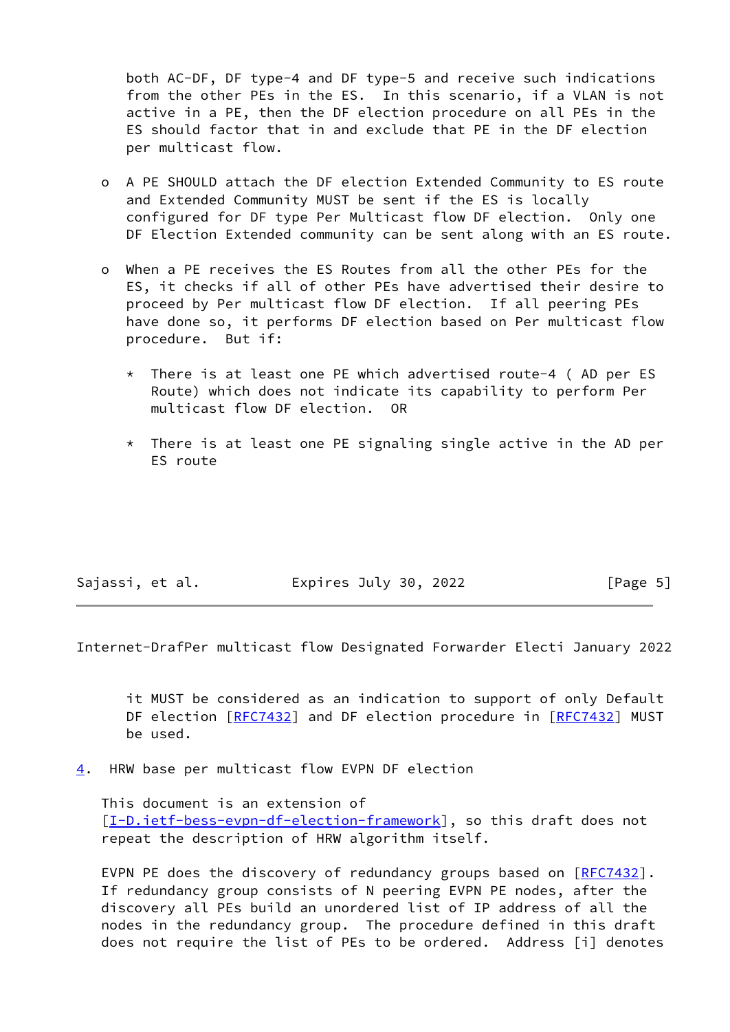both AC-DF, DF type-4 and DF type-5 and receive such indications from the other PEs in the ES. In this scenario, if a VLAN is not active in a PE, then the DF election procedure on all PEs in the ES should factor that in and exclude that PE in the DF election per multicast flow.

- A PE SHOULD attach the DF election Extended Community to ES route and Extended Community MUST be sent if the ES is locally configured for DF type Per Multicast flow DF election. Only one DF Election Extended community can be sent along with an ES route.

- When a PE receives the ES Routes from all the other PEs for the ES, it checks if all of other PEs have advertised their desire to proceed by Per multicast flow DF election. If all peering PEs have done so, it performs DF election based on Per multicast flow procedure. But if:

  * There is at least one PE which advertised route-4 ( AD per ES Route) which does not indicate its capability to perform Per multicast flow DF election. OR

  * There is at least one PE signaling single active in the AD per ES route

  it MUST be considered as an indication to support of only Default DF election [RFC7432] and DF election procedure in [RFC7432] MUST be used.

## 4. HRW base per multicast flow EVPN DF election

This document is an extension of [I-D.ietf-bess-evpn-df-election-framework], so this draft does not repeat the description of HRW algorithm itself.

EVPN PE does the discovery of redundancy groups based on [RFC7432]. If redundancy group consists of N peering EVPN PE nodes, after the discovery all PEs build an unordered list of IP address of all the nodes in the redundancy group. The procedure defined in this draft does not require the list of PEs to be ordered. Address [i] denotes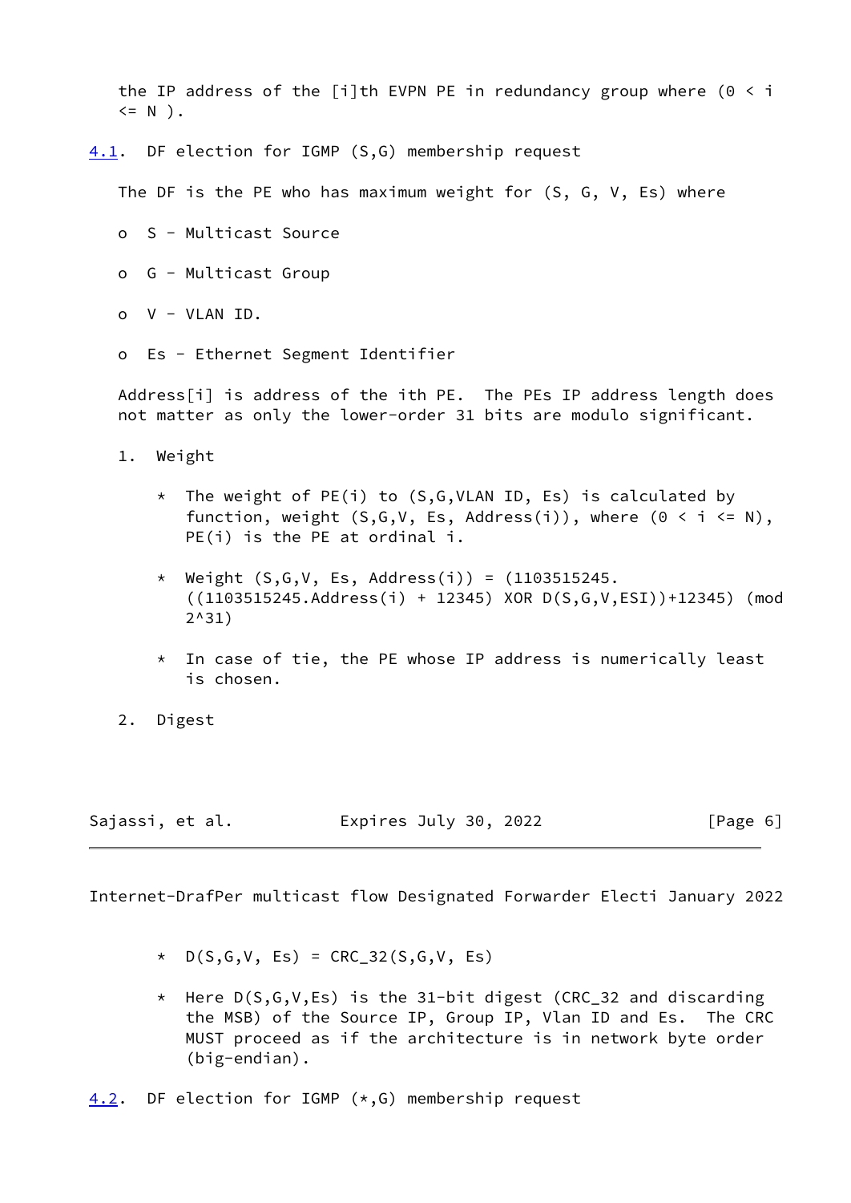the IP address of the [i]th EVPN PE in redundancy group where (0 < i <= N ).

## 4.1. DF election for IGMP (S,G) membership request

The DF is the PE who has maximum weight for (S, G, V, Es) where

- S - Multicast Source
- G - Multicast Group
- V - VLAN ID.
- Es - Ethernet Segment Identifier

Address[i] is address of the ith PE. The PEs IP address length does not matter as only the lower-order 31 bits are modulo significant.

1. Weight

   * The weight of PE(i) to (S,G,VLAN ID, Es) is calculated by function, weight (S,G,V, Es, Address(i)), where (0 < i <= N), PE(i) is the PE at ordinal i.

   * Weight (S,G,V, Es, Address(i)) = (1103515245. ((1103515245.Address(i) + 12345) XOR D(S,G,V,ESI))+12345) (mod 2^31)

   * In case of tie, the PE whose IP address is numerically least is chosen.

2. Digest

   * D(S,G,V, Es) = CRC_32(S,G,V, Es)

   * Here D(S,G,V,Es) is the 31-bit digest (CRC_32 and discarding the MSB) of the Source IP, Group IP, Vlan ID and Es. The CRC MUST proceed as if the architecture is in network byte order (big-endian).

## 4.2. DF election for IGMP (*,G) membership request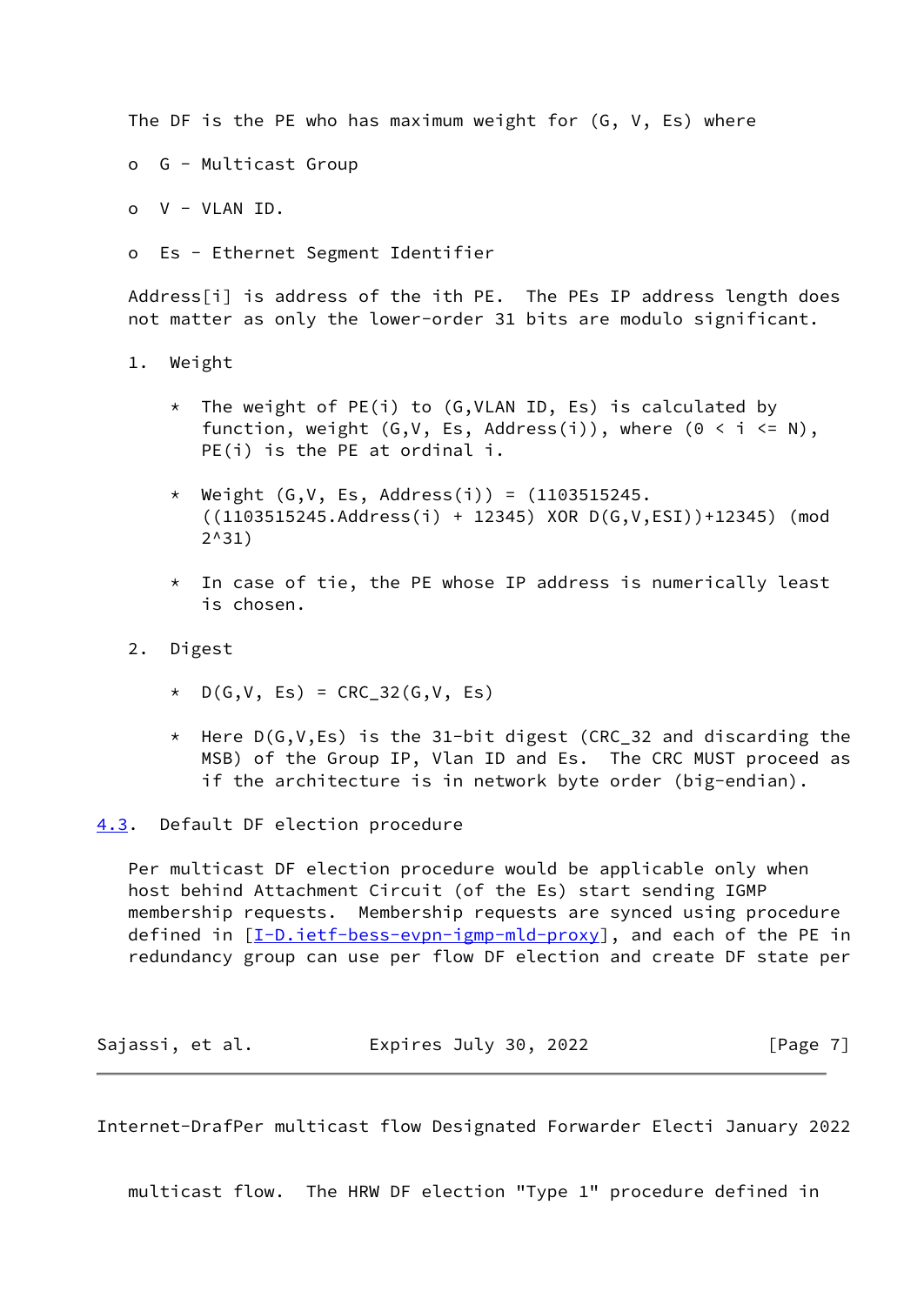The DF is the PE who has maximum weight for (G, V, Es) where

- G - Multicast Group
- V - VLAN ID.
- Es - Ethernet Segment Identifier

Address[i] is address of the ith PE. The PEs IP address length does not matter as only the lower-order 31 bits are modulo significant.

1. Weight

   * The weight of PE(i) to (G,VLAN ID, Es) is calculated by function, weight (G,V, Es, Address(i)), where (0 < i <= N), PE(i) is the PE at ordinal i.

   * Weight (G,V, Es, Address(i)) = (1103515245. ((1103515245.Address(i) + 12345) XOR D(G,V,ESI))+12345) (mod 2^31)

   * In case of tie, the PE whose IP address is numerically least is chosen.

2. Digest

   * D(G,V, Es) = CRC_32(G,V, Es)

   * Here D(G,V,Es) is the 31-bit digest (CRC_32 and discarding the MSB) of the Group IP, Vlan ID and Es. The CRC MUST proceed as if the architecture is in network byte order (big-endian).

## 4.3. Default DF election procedure

Per multicast DF election procedure would be applicable only when host behind Attachment Circuit (of the Es) start sending IGMP membership requests. Membership requests are synced using procedure defined in [I-D.ietf-bess-evpn-igmp-mld-proxy], and each of the PE in redundancy group can use per flow DF election and create DF state per multicast flow. The HRW DF election "Type 1" procedure defined in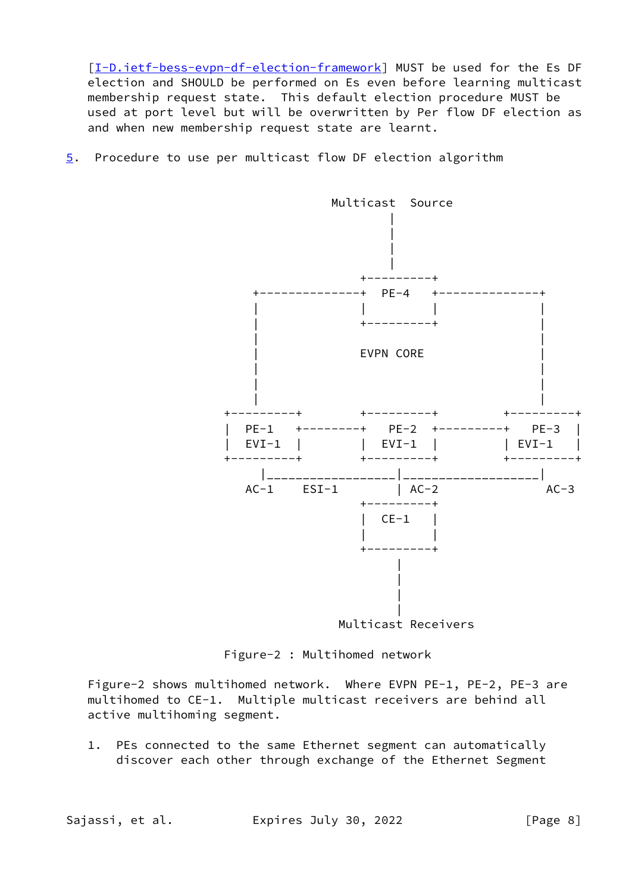[I-D.ietf-bess-evpn-df-election-framework] MUST be used for the Es DF election and SHOULD be performed on Es even before learning multicast membership request state. This default election procedure MUST be used at port level but will be overwritten by Per flow DF election as and when new membership request state are learnt.

## 5. Procedure to use per multicast flow DF election algorithm

```
                         Multicast  Source
                                  |
                                  |
                                  |
                                  |
                             +---------+
              +--------------+  PE-4   +--------------+
              |              |         |              |
              |              +---------+              |
              |                                       |
              |              EVPN CORE                |
              |                                       |
              |                                       |
              |                                       |
          +---------+        +---------+        +---------+
          |  PE-1   +--------+  PE-2   +--------+   PE-3  |
          |  EVI-1  |        |  EVI-1  |        | EVI-1   |
          +---------+        +---------+        +---------+
             |_________________|__________________|
            AC-1    ESI-1       | AC-2              AC-3
                             +---------+
                             |  CE-1   |
                             |         |
                             +---------+
                                |
                                |
                                |
                                |
                           Multicast Receivers

                   Figure-2 : Multihomed network
```

Figure-2 shows multihomed network. Where EVPN PE-1, PE-2, PE-3 are multihomed to CE-1. Multiple multicast receivers are behind all active multihoming segment.

1. PEs connected to the same Ethernet segment can automatically discover each other through exchange of the Ethernet Segment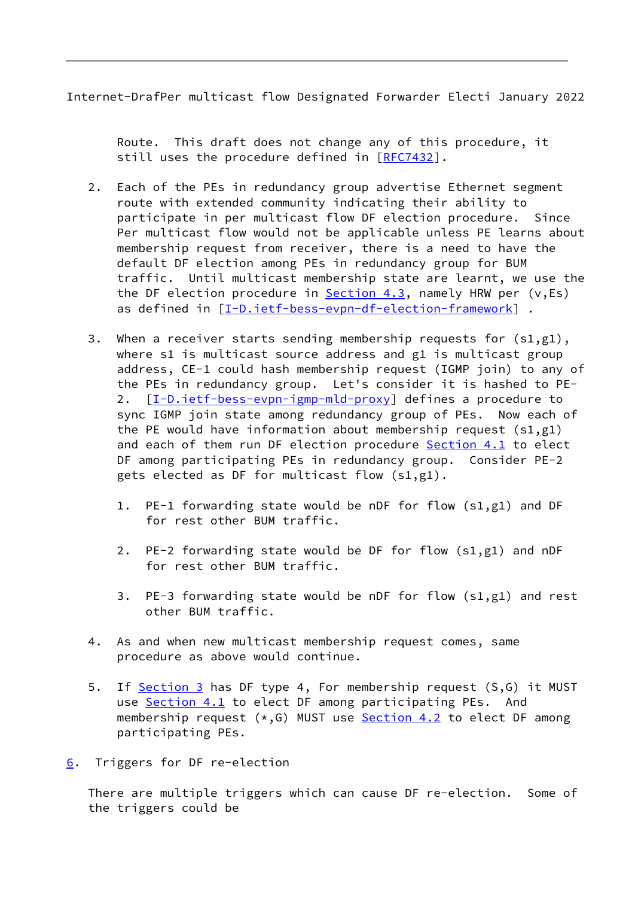Route. This draft does not change any of this procedure, it still uses the procedure defined in [RFC7432].

2. Each of the PEs in redundancy group advertise Ethernet segment route with extended community indicating their ability to participate in per multicast flow DF election procedure. Since Per multicast flow would not be applicable unless PE learns about membership request from receiver, there is a need to have the default DF election among PEs in redundancy group for BUM traffic. Until multicast membership state are learnt, we use the the DF election procedure in Section 4.3, namely HRW per (v,Es) as defined in [I-D.ietf-bess-evpn-df-election-framework] .

3. When a receiver starts sending membership requests for (s1,g1), where s1 is multicast source address and g1 is multicast group address, CE-1 could hash membership request (IGMP join) to any of the PEs in redundancy group. Let's consider it is hashed to PE-2. [I-D.ietf-bess-evpn-igmp-mld-proxy] defines a procedure to sync IGMP join state among redundancy group of PEs. Now each of the PE would have information about membership request (s1,g1) and each of them run DF election procedure Section 4.1 to elect DF among participating PEs in redundancy group. Consider PE-2 gets elected as DF for multicast flow (s1,g1).

    1. PE-1 forwarding state would be nDF for flow (s1,g1) and DF for rest other BUM traffic.

    2. PE-2 forwarding state would be DF for flow (s1,g1) and nDF for rest other BUM traffic.

    3. PE-3 forwarding state would be nDF for flow (s1,g1) and rest other BUM traffic.

4. As and when new multicast membership request comes, same procedure as above would continue.

5. If Section 3 has DF type 4, For membership request (S,G) it MUST use Section 4.1 to elect DF among participating PEs. And membership request (*,G) MUST use Section 4.2 to elect DF among participating PEs.

## 6. Triggers for DF re-election

There are multiple triggers which can cause DF re-election. Some of the triggers could be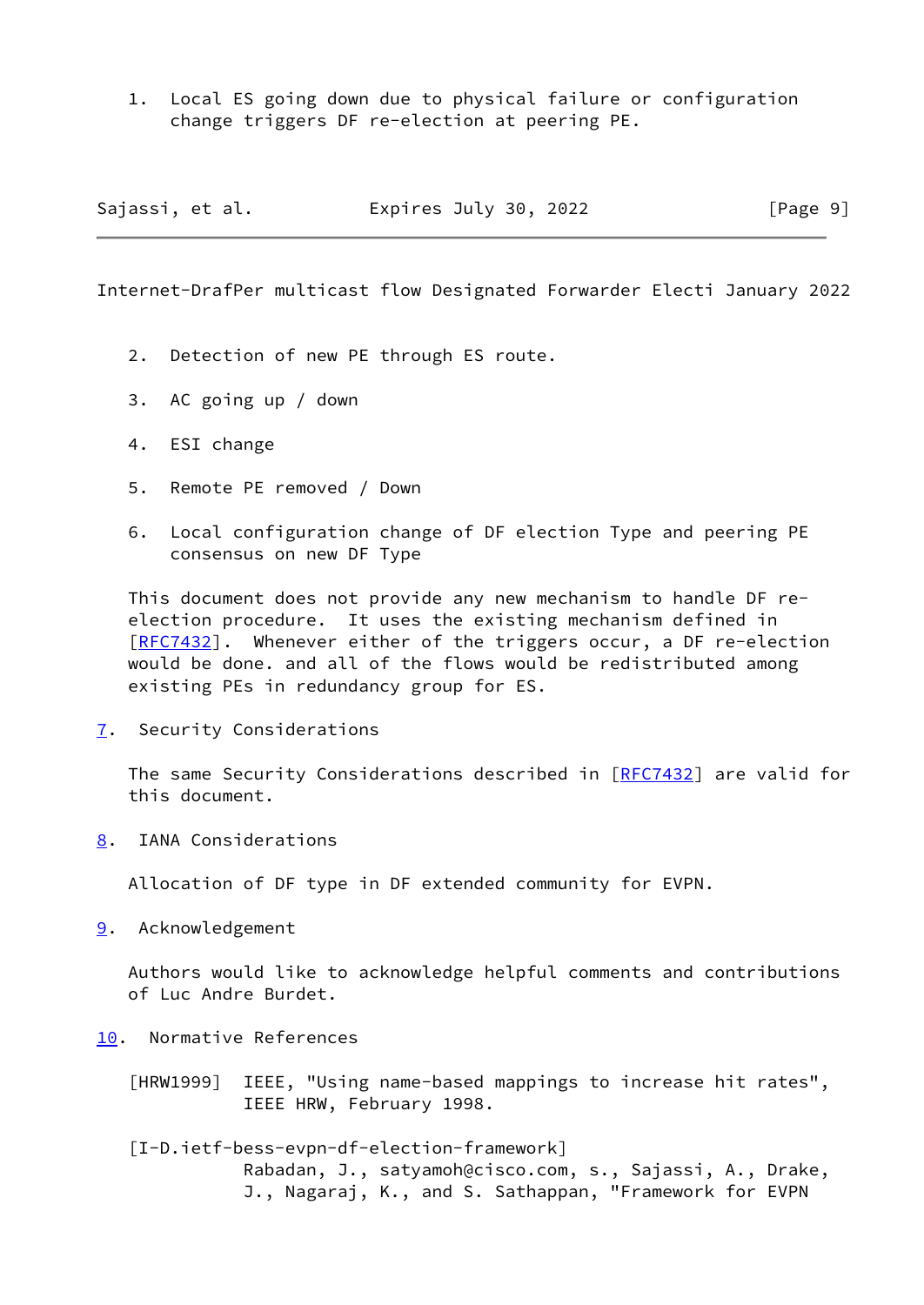1. Local ES going down due to physical failure or configuration change triggers DF re-election at peering PE.

2. Detection of new PE through ES route.

3. AC going up / down

4. ESI change

5. Remote PE removed / Down

6. Local configuration change of DF election Type and peering PE consensus on new DF Type

This document does not provide any new mechanism to handle DF re-election procedure. It uses the existing mechanism defined in [RFC7432]. Whenever either of the triggers occur, a DF re-election would be done. and all of the flows would be redistributed among existing PEs in redundancy group for ES.

## 7. Security Considerations

The same Security Considerations described in [RFC7432] are valid for this document.

## 8. IANA Considerations

Allocation of DF type in DF extended community for EVPN.

## 9. Acknowledgement

Authors would like to acknowledge helpful comments and contributions of Luc Andre Burdet.

## 10. Normative References

[HRW1999] IEEE, "Using name-based mappings to increase hit rates", IEEE HRW, February 1998.

[I-D.ietf-bess-evpn-df-election-framework]
Rabadan, J., satyamoh@cisco.com, s., Sajassi, A., Drake, J., Nagaraj, K., and S. Sathappan, "Framework for EVPN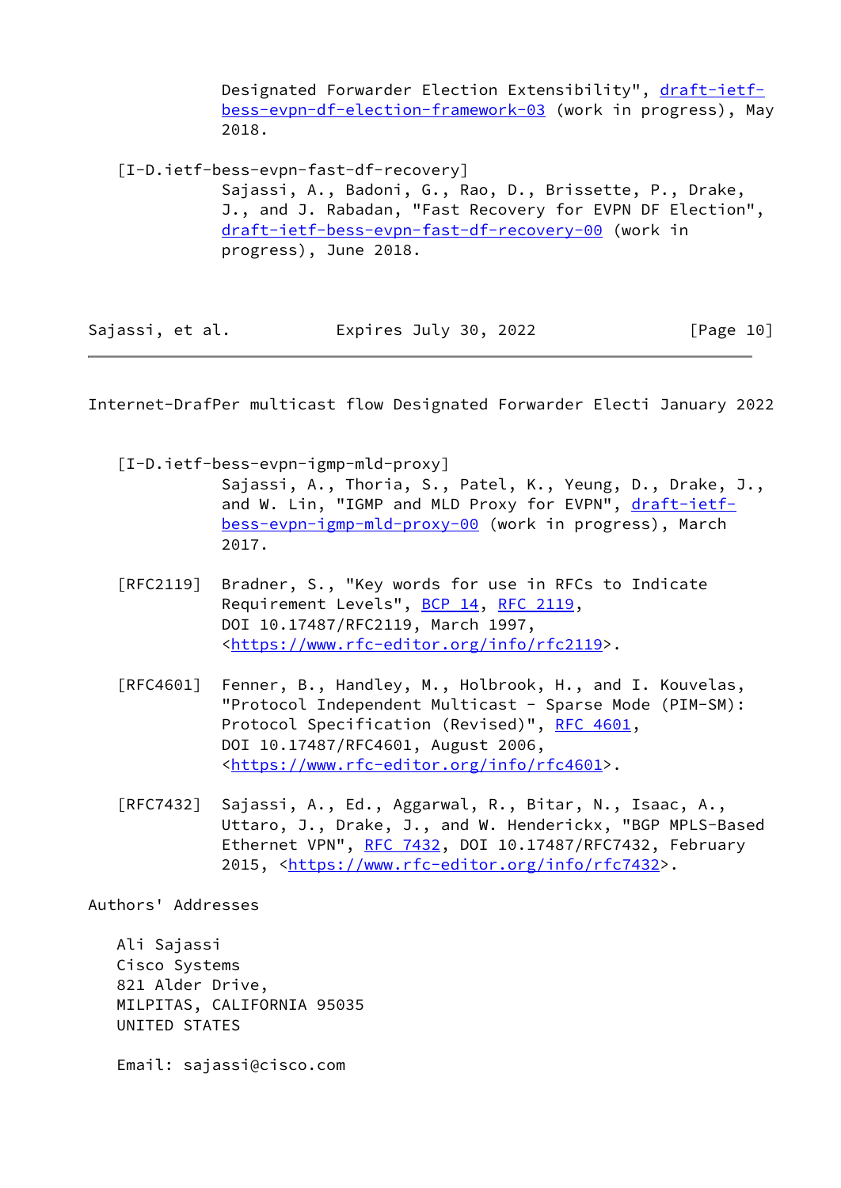Designated Forwarder Election Extensibility", draft-ietf-bess-evpn-df-election-framework-03 (work in progress), May 2018.

[I-D.ietf-bess-evpn-fast-df-recovery]
Sajassi, A., Badoni, G., Rao, D., Brissette, P., Drake, J., and J. Rabadan, "Fast Recovery for EVPN DF Election", draft-ietf-bess-evpn-fast-df-recovery-00 (work in progress), June 2018.

[I-D.ietf-bess-evpn-igmp-mld-proxy]
Sajassi, A., Thoria, S., Patel, K., Yeung, D., Drake, J., and W. Lin, "IGMP and MLD Proxy for EVPN", draft-ietf-bess-evpn-igmp-mld-proxy-00 (work in progress), March 2017.

[RFC2119] Bradner, S., "Key words for use in RFCs to Indicate Requirement Levels", BCP 14, RFC 2119, DOI 10.17487/RFC2119, March 1997, <https://www.rfc-editor.org/info/rfc2119>.

[RFC4601] Fenner, B., Handley, M., Holbrook, H., and I. Kouvelas, "Protocol Independent Multicast - Sparse Mode (PIM-SM): Protocol Specification (Revised)", RFC 4601, DOI 10.17487/RFC4601, August 2006, <https://www.rfc-editor.org/info/rfc4601>.

[RFC7432] Sajassi, A., Ed., Aggarwal, R., Bitar, N., Isaac, A., Uttaro, J., Drake, J., and W. Henderickx, "BGP MPLS-Based Ethernet VPN", RFC 7432, DOI 10.17487/RFC7432, February 2015, <https://www.rfc-editor.org/info/rfc7432>.

## Authors' Addresses

Ali Sajassi
Cisco Systems
821 Alder Drive,
MILPITAS, CALIFORNIA 95035
UNITED STATES

Email: sajassi@cisco.com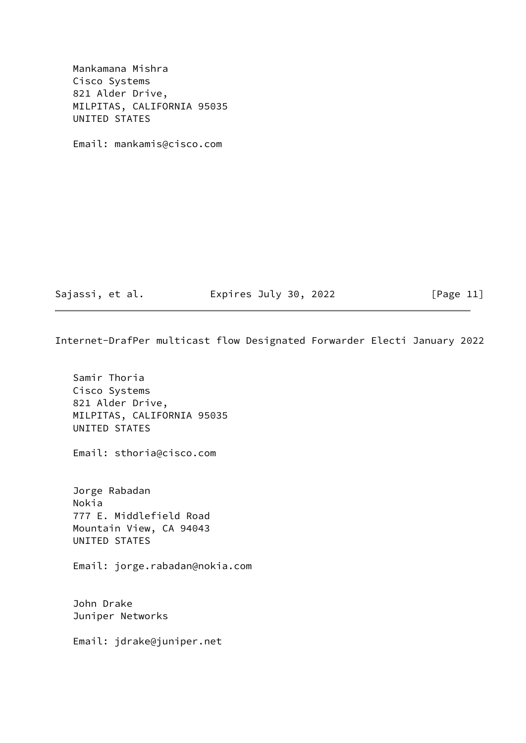Mankamana Mishra
Cisco Systems
821 Alder Drive,
MILPITAS, CALIFORNIA 95035
UNITED STATES

Email: mankamis@cisco.com

Samir Thoria
Cisco Systems
821 Alder Drive,
MILPITAS, CALIFORNIA 95035
UNITED STATES

Email: sthoria@cisco.com

Jorge Rabadan
Nokia
777 E. Middlefield Road
Mountain View, CA 94043
UNITED STATES

Email: jorge.rabadan@nokia.com

John Drake
Juniper Networks

Email: jdrake@juniper.net